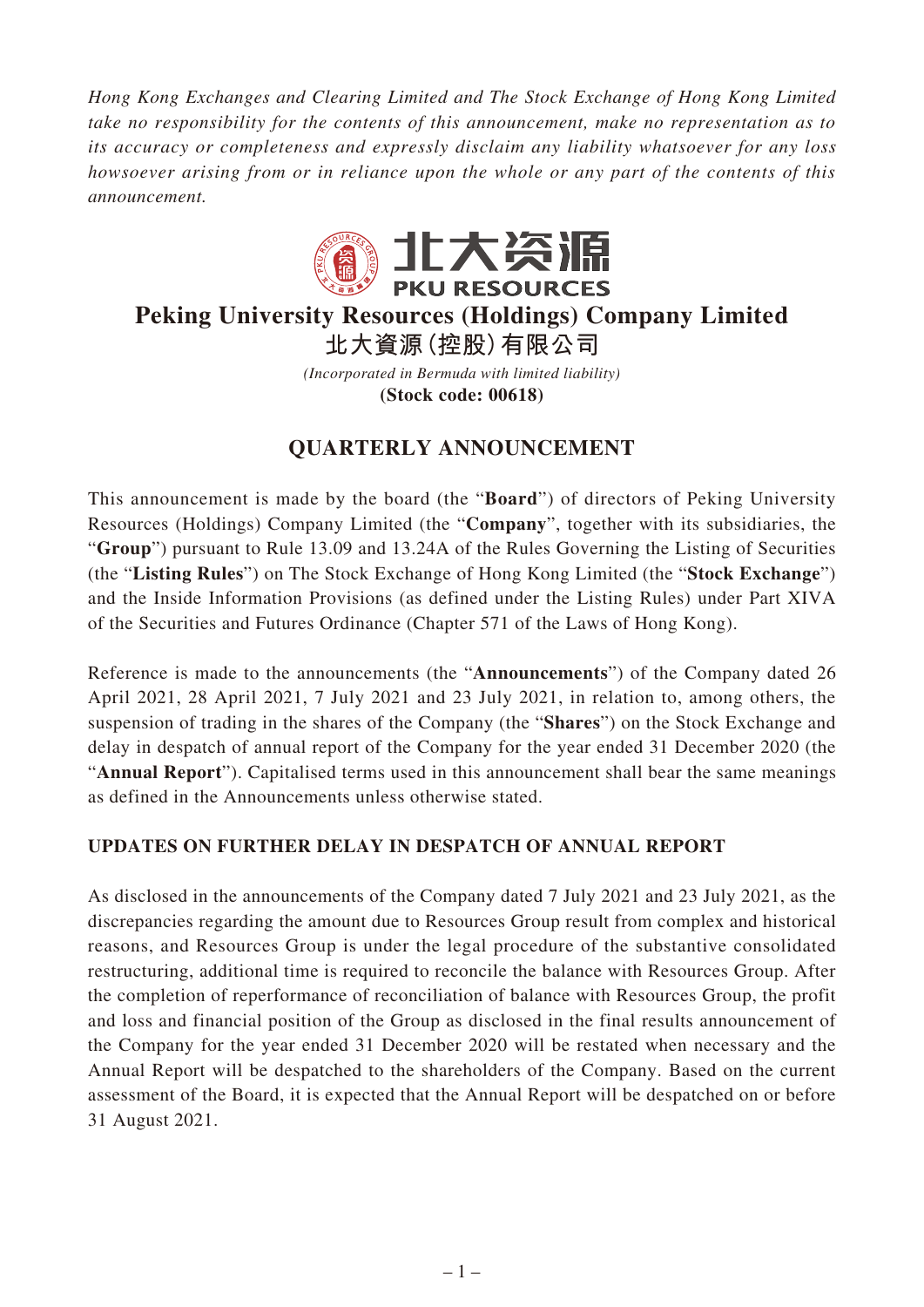*Hong Kong Exchanges and Clearing Limited and The Stock Exchange of Hong Kong Limited take no responsibility for the contents of this announcement, make no representation as to its accuracy or completeness and expressly disclaim any liability whatsoever for any loss howsoever arising from or in reliance upon the whole or any part of the contents of this announcement.*

# Peking University Resources (Holdings) Company Limited
# 北大資源(控股)有限公司

*(Incorporated in Bermuda with limited liability)*
**(Stock code: 00618)**

## QUARTERLY ANNOUNCEMENT

This announcement is made by the board (the "**Board**") of directors of Peking University Resources (Holdings) Company Limited (the "**Company**", together with its subsidiaries, the "**Group**") pursuant to Rule 13.09 and 13.24A of the Rules Governing the Listing of Securities (the "**Listing Rules**") on The Stock Exchange of Hong Kong Limited (the "**Stock Exchange**") and the Inside Information Provisions (as defined under the Listing Rules) under Part XIVA of the Securities and Futures Ordinance (Chapter 571 of the Laws of Hong Kong).

Reference is made to the announcements (the "**Announcements**") of the Company dated 26 April 2021, 28 April 2021, 7 July 2021 and 23 July 2021, in relation to, among others, the suspension of trading in the shares of the Company (the "**Shares**") on the Stock Exchange and delay in despatch of annual report of the Company for the year ended 31 December 2020 (the "**Annual Report**"). Capitalised terms used in this announcement shall bear the same meanings as defined in the Announcements unless otherwise stated.

### UPDATES ON FURTHER DELAY IN DESPATCH OF ANNUAL REPORT

As disclosed in the announcements of the Company dated 7 July 2021 and 23 July 2021, as the discrepancies regarding the amount due to Resources Group result from complex and historical reasons, and Resources Group is under the legal procedure of the substantive consolidated restructuring, additional time is required to reconcile the balance with Resources Group. After the completion of reperformance of reconciliation of balance with Resources Group, the profit and loss and financial position of the Group as disclosed in the final results announcement of the Company for the year ended 31 December 2020 will be restated when necessary and the Annual Report will be despatched to the shareholders of the Company. Based on the current assessment of the Board, it is expected that the Annual Report will be despatched on or before 31 August 2021.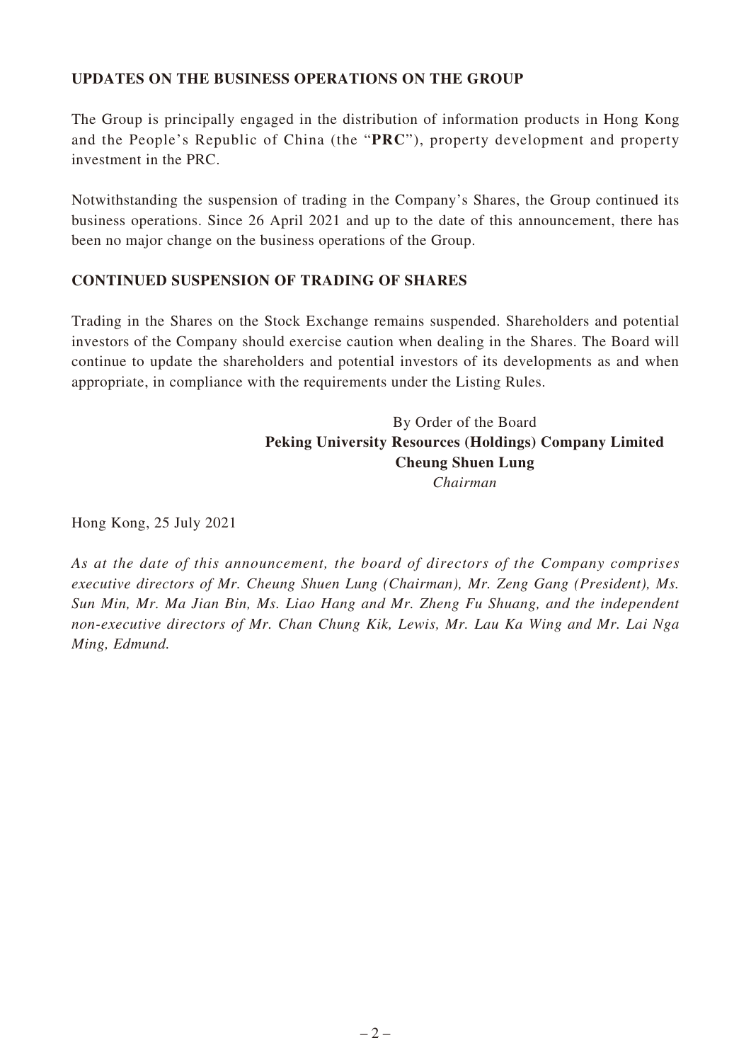## UPDATES ON THE BUSINESS OPERATIONS ON THE GROUP

The Group is principally engaged in the distribution of information products in Hong Kong and the People's Republic of China (the "**PRC**"), property development and property investment in the PRC.

Notwithstanding the suspension of trading in the Company's Shares, the Group continued its business operations. Since 26 April 2021 and up to the date of this announcement, there has been no major change on the business operations of the Group.

## CONTINUED SUSPENSION OF TRADING OF SHARES

Trading in the Shares on the Stock Exchange remains suspended. Shareholders and potential investors of the Company should exercise caution when dealing in the Shares. The Board will continue to update the shareholders and potential investors of its developments as and when appropriate, in compliance with the requirements under the Listing Rules.

By Order of the Board
**Peking University Resources (Holdings) Company Limited**
**Cheung Shuen Lung**
*Chairman*

Hong Kong, 25 July 2021

*As at the date of this announcement, the board of directors of the Company comprises executive directors of Mr. Cheung Shuen Lung (Chairman), Mr. Zeng Gang (President), Ms. Sun Min, Mr. Ma Jian Bin, Ms. Liao Hang and Mr. Zheng Fu Shuang, and the independent non-executive directors of Mr. Chan Chung Kik, Lewis, Mr. Lau Ka Wing and Mr. Lai Nga Ming, Edmund.*